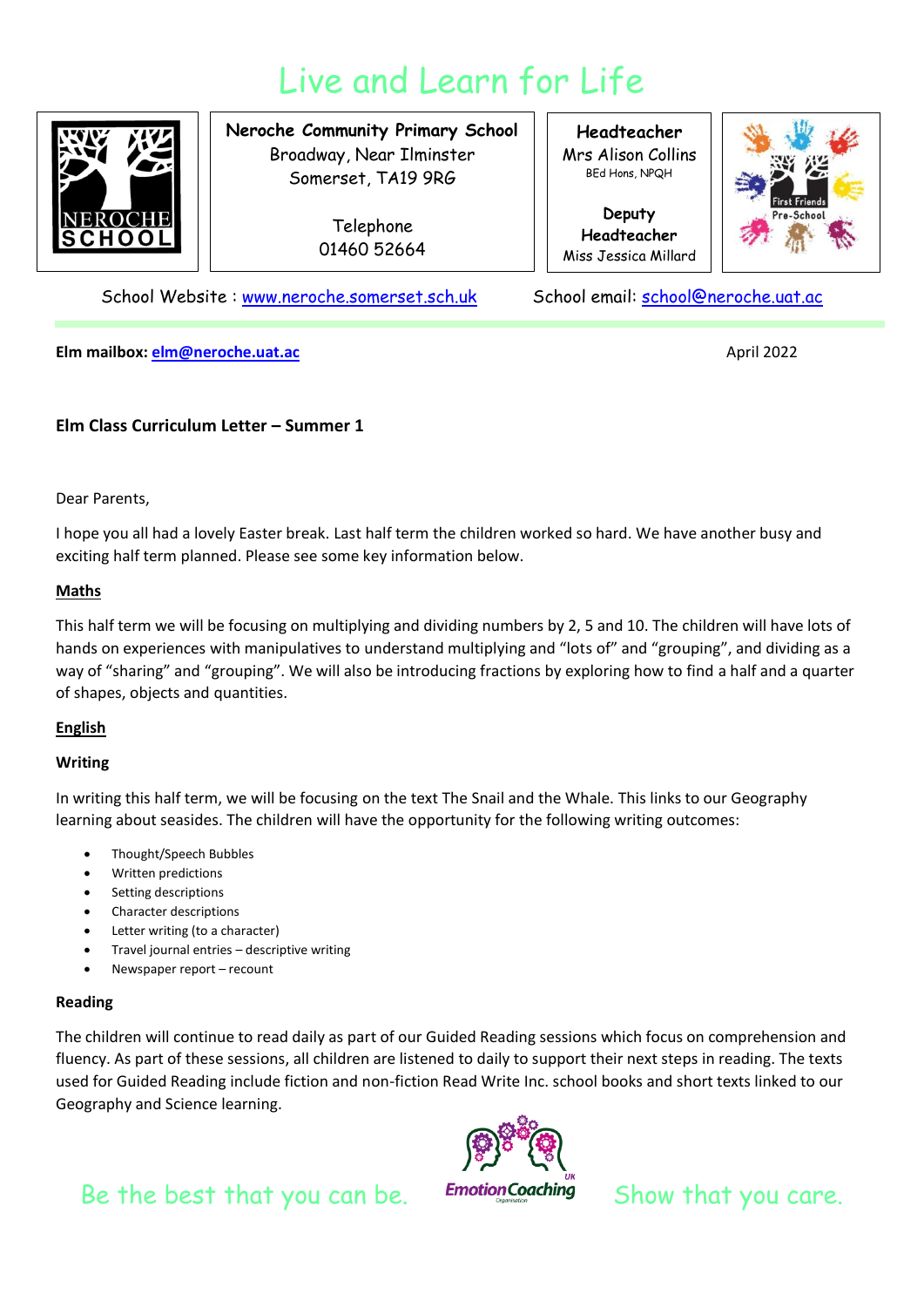# Live and Learn for Life

**Neroche Community Primary School**
Broadway, Near Ilminster
Somerset, TA19 9RG

Telephone
01460 52664

**Headteacher**
Mrs Alison Collins
BEd Hons, NPQH

**Deputy Headteacher**
Miss Jessica Millard

School Website : www.neroche.somerset.sch.uk School email: school@neroche.uat.ac

**Elm mailbox:** elm@neroche.uat.ac

April 2022

**Elm Class Curriculum Letter – Summer 1**

Dear Parents,

I hope you all had a lovely Easter break. Last half term the children worked so hard. We have another busy and exciting half term planned. Please see some key information below.

**Maths**

This half term we will be focusing on multiplying and dividing numbers by 2, 5 and 10. The children will have lots of hands on experiences with manipulatives to understand multiplying and "lots of" and "grouping", and dividing as a way of "sharing" and "grouping". We will also be introducing fractions by exploring how to find a half and a quarter of shapes, objects and quantities.

**English**

**Writing**

In writing this half term, we will be focusing on the text The Snail and the Whale. This links to our Geography learning about seasides. The children will have the opportunity for the following writing outcomes:

- Thought/Speech Bubbles
- Written predictions
- Setting descriptions
- Character descriptions
- Letter writing (to a character)
- Travel journal entries – descriptive writing
- Newspaper report – recount

**Reading**

The children will continue to read daily as part of our Guided Reading sessions which focus on comprehension and fluency. As part of these sessions, all children are listened to daily to support their next steps in reading. The texts used for Guided Reading include fiction and non-fiction Read Write Inc. school books and short texts linked to our Geography and Science learning.

Be the best that you can be. Show that you care.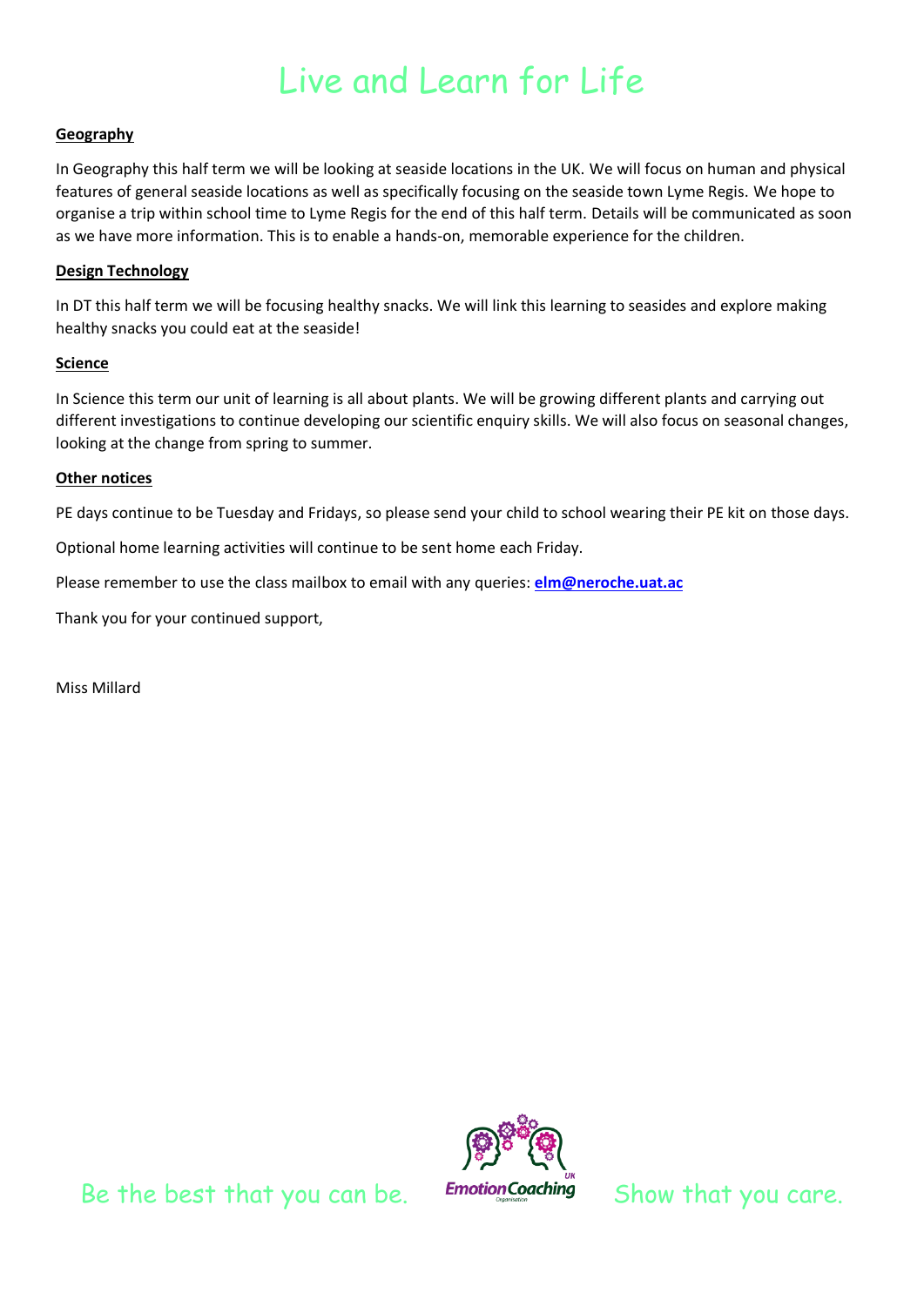# Live and Learn for Life

**Geography**

In Geography this half term we will be looking at seaside locations in the UK. We will focus on human and physical features of general seaside locations as well as specifically focusing on the seaside town Lyme Regis. We hope to organise a trip within school time to Lyme Regis for the end of this half term. Details will be communicated as soon as we have more information. This is to enable a hands-on, memorable experience for the children.

**Design Technology**

In DT this half term we will be focusing healthy snacks. We will link this learning to seasides and explore making healthy snacks you could eat at the seaside!

**Science**

In Science this term our unit of learning is all about plants. We will be growing different plants and carrying out different investigations to continue developing our scientific enquiry skills. We will also focus on seasonal changes, looking at the change from spring to summer.

**Other notices**

PE days continue to be Tuesday and Fridays, so please send your child to school wearing their PE kit on those days.

Optional home learning activities will continue to be sent home each Friday.

Please remember to use the class mailbox to email with any queries: **elm@neroche.uat.ac**

Thank you for your continued support,

Miss Millard

Be the best that you can be. Show that you care.